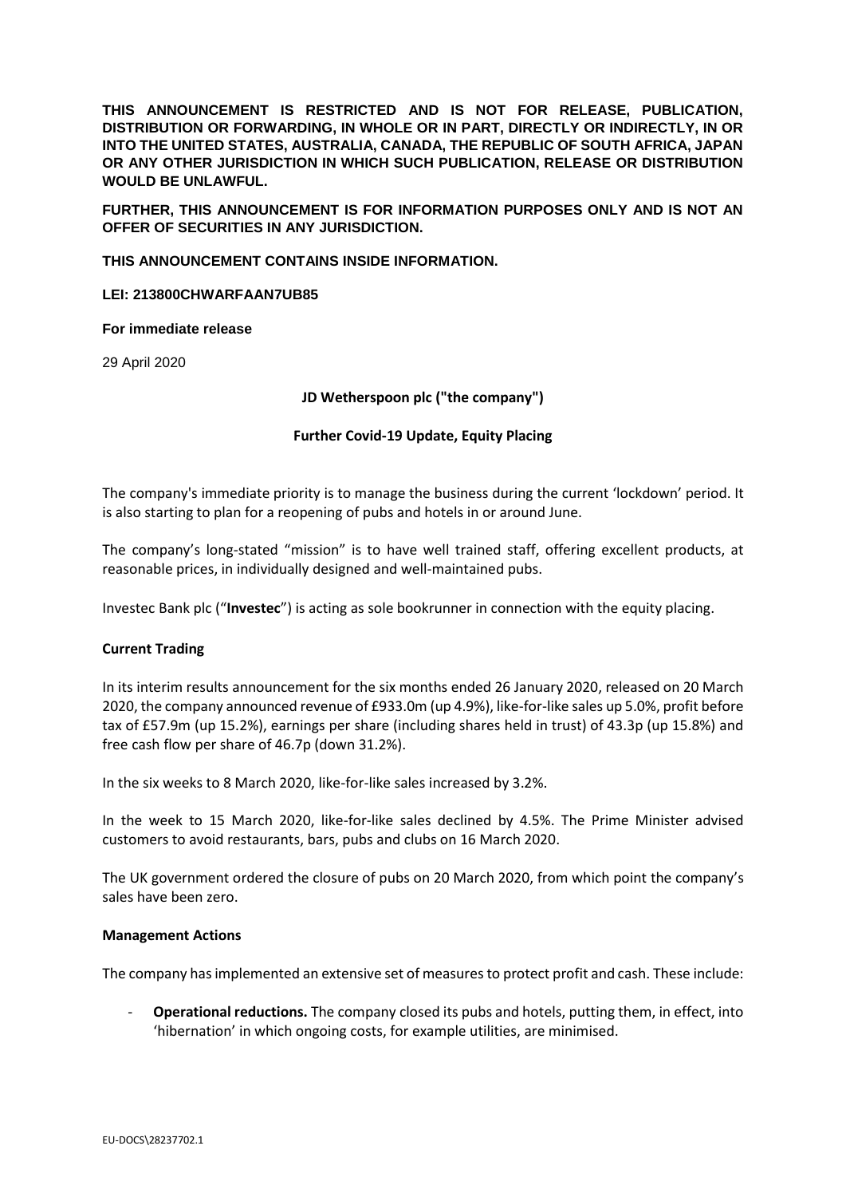**THIS ANNOUNCEMENT IS RESTRICTED AND IS NOT FOR RELEASE, PUBLICATION, DISTRIBUTION OR FORWARDING, IN WHOLE OR IN PART, DIRECTLY OR INDIRECTLY, IN OR INTO THE UNITED STATES, AUSTRALIA, CANADA, THE REPUBLIC OF SOUTH AFRICA, JAPAN OR ANY OTHER JURISDICTION IN WHICH SUCH PUBLICATION, RELEASE OR DISTRIBUTION WOULD BE UNLAWFUL.**

**FURTHER, THIS ANNOUNCEMENT IS FOR INFORMATION PURPOSES ONLY AND IS NOT AN OFFER OF SECURITIES IN ANY JURISDICTION.**

**THIS ANNOUNCEMENT CONTAINS INSIDE INFORMATION.**

**LEI: 213800CHWARFAAN7UB85**

**For immediate release**

29 April 2020

**JD Wetherspoon plc ("the company")**

**Further Covid-19 Update, Equity Placing**

The company's immediate priority is to manage the business during the current 'lockdown' period. It is also starting to plan for a reopening of pubs and hotels in or around June.

The company's long-stated "mission" is to have well trained staff, offering excellent products, at reasonable prices, in individually designed and well-maintained pubs.

Investec Bank plc ("**Investec**") is acting as sole bookrunner in connection with the equity placing.

**Current Trading**

In its interim results announcement for the six months ended 26 January 2020, released on 20 March 2020, the company announced revenue of £933.0m (up 4.9%), like-for-like sales up 5.0%, profit before tax of £57.9m (up 15.2%), earnings per share (including shares held in trust) of 43.3p (up 15.8%) and free cash flow per share of 46.7p (down 31.2%).

In the six weeks to 8 March 2020, like-for-like sales increased by 3.2%.

In the week to 15 March 2020, like-for-like sales declined by 4.5%. The Prime Minister advised customers to avoid restaurants, bars, pubs and clubs on 16 March 2020.

The UK government ordered the closure of pubs on 20 March 2020, from which point the company's sales have been zero.

**Management Actions**

The company has implemented an extensive set of measures to protect profit and cash. These include:

- **Operational reductions.** The company closed its pubs and hotels, putting them, in effect, into 'hibernation' in which ongoing costs, for example utilities, are minimised.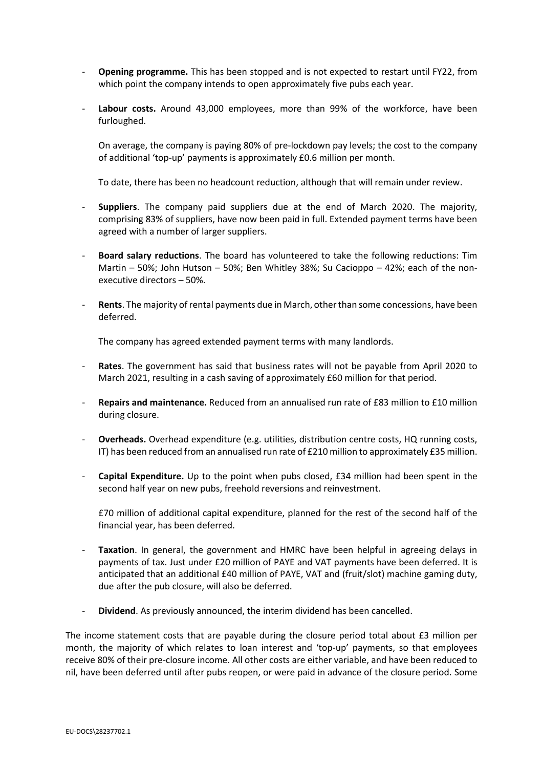- **Opening programme.** This has been stopped and is not expected to restart until FY22, from which point the company intends to open approximately five pubs each year.

- **Labour costs.** Around 43,000 employees, more than 99% of the workforce, have been furloughed.

  On average, the company is paying 80% of pre-lockdown pay levels; the cost to the company of additional 'top-up' payments is approximately £0.6 million per month.

  To date, there has been no headcount reduction, although that will remain under review.

- **Suppliers**. The company paid suppliers due at the end of March 2020. The majority, comprising 83% of suppliers, have now been paid in full. Extended payment terms have been agreed with a number of larger suppliers.

- **Board salary reductions**. The board has volunteered to take the following reductions: Tim Martin – 50%; John Hutson – 50%; Ben Whitley 38%; Su Cacioppo – 42%; each of the non-executive directors – 50%.

- **Rents**. The majority of rental payments due in March, other than some concessions, have been deferred.

  The company has agreed extended payment terms with many landlords.

- **Rates**. The government has said that business rates will not be payable from April 2020 to March 2021, resulting in a cash saving of approximately £60 million for that period.

- **Repairs and maintenance.** Reduced from an annualised run rate of £83 million to £10 million during closure.

- **Overheads.** Overhead expenditure (e.g. utilities, distribution centre costs, HQ running costs, IT) has been reduced from an annualised run rate of £210 million to approximately £35 million.

- **Capital Expenditure.** Up to the point when pubs closed, £34 million had been spent in the second half year on new pubs, freehold reversions and reinvestment.

  £70 million of additional capital expenditure, planned for the rest of the second half of the financial year, has been deferred.

- **Taxation**. In general, the government and HMRC have been helpful in agreeing delays in payments of tax. Just under £20 million of PAYE and VAT payments have been deferred. It is anticipated that an additional £40 million of PAYE, VAT and (fruit/slot) machine gaming duty, due after the pub closure, will also be deferred.

- **Dividend**. As previously announced, the interim dividend has been cancelled.

The income statement costs that are payable during the closure period total about £3 million per month, the majority of which relates to loan interest and 'top-up' payments, so that employees receive 80% of their pre-closure income. All other costs are either variable, and have been reduced to nil, have been deferred until after pubs reopen, or were paid in advance of the closure period. Some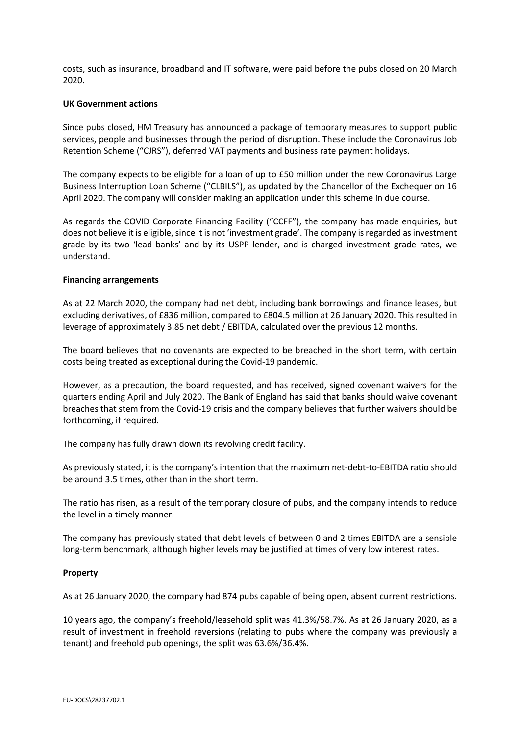costs, such as insurance, broadband and IT software, were paid before the pubs closed on 20 March 2020.

**UK Government actions**

Since pubs closed, HM Treasury has announced a package of temporary measures to support public services, people and businesses through the period of disruption. These include the Coronavirus Job Retention Scheme ("CJRS"), deferred VAT payments and business rate payment holidays.

The company expects to be eligible for a loan of up to £50 million under the new Coronavirus Large Business Interruption Loan Scheme ("CLBILS"), as updated by the Chancellor of the Exchequer on 16 April 2020. The company will consider making an application under this scheme in due course.

As regards the COVID Corporate Financing Facility ("CCFF"), the company has made enquiries, but does not believe it is eligible, since it is not 'investment grade'. The company is regarded as investment grade by its two 'lead banks' and by its USPP lender, and is charged investment grade rates, we understand.

**Financing arrangements**

As at 22 March 2020, the company had net debt, including bank borrowings and finance leases, but excluding derivatives, of £836 million, compared to £804.5 million at 26 January 2020. This resulted in leverage of approximately 3.85 net debt / EBITDA, calculated over the previous 12 months.

The board believes that no covenants are expected to be breached in the short term, with certain costs being treated as exceptional during the Covid-19 pandemic.

However, as a precaution, the board requested, and has received, signed covenant waivers for the quarters ending April and July 2020. The Bank of England has said that banks should waive covenant breaches that stem from the Covid-19 crisis and the company believes that further waivers should be forthcoming, if required.

The company has fully drawn down its revolving credit facility.

As previously stated, it is the company's intention that the maximum net-debt-to-EBITDA ratio should be around 3.5 times, other than in the short term.

The ratio has risen, as a result of the temporary closure of pubs, and the company intends to reduce the level in a timely manner.

The company has previously stated that debt levels of between 0 and 2 times EBITDA are a sensible long-term benchmark, although higher levels may be justified at times of very low interest rates.

**Property**

As at 26 January 2020, the company had 874 pubs capable of being open, absent current restrictions.

10 years ago, the company's freehold/leasehold split was 41.3%/58.7%. As at 26 January 2020, as a result of investment in freehold reversions (relating to pubs where the company was previously a tenant) and freehold pub openings, the split was 63.6%/36.4%.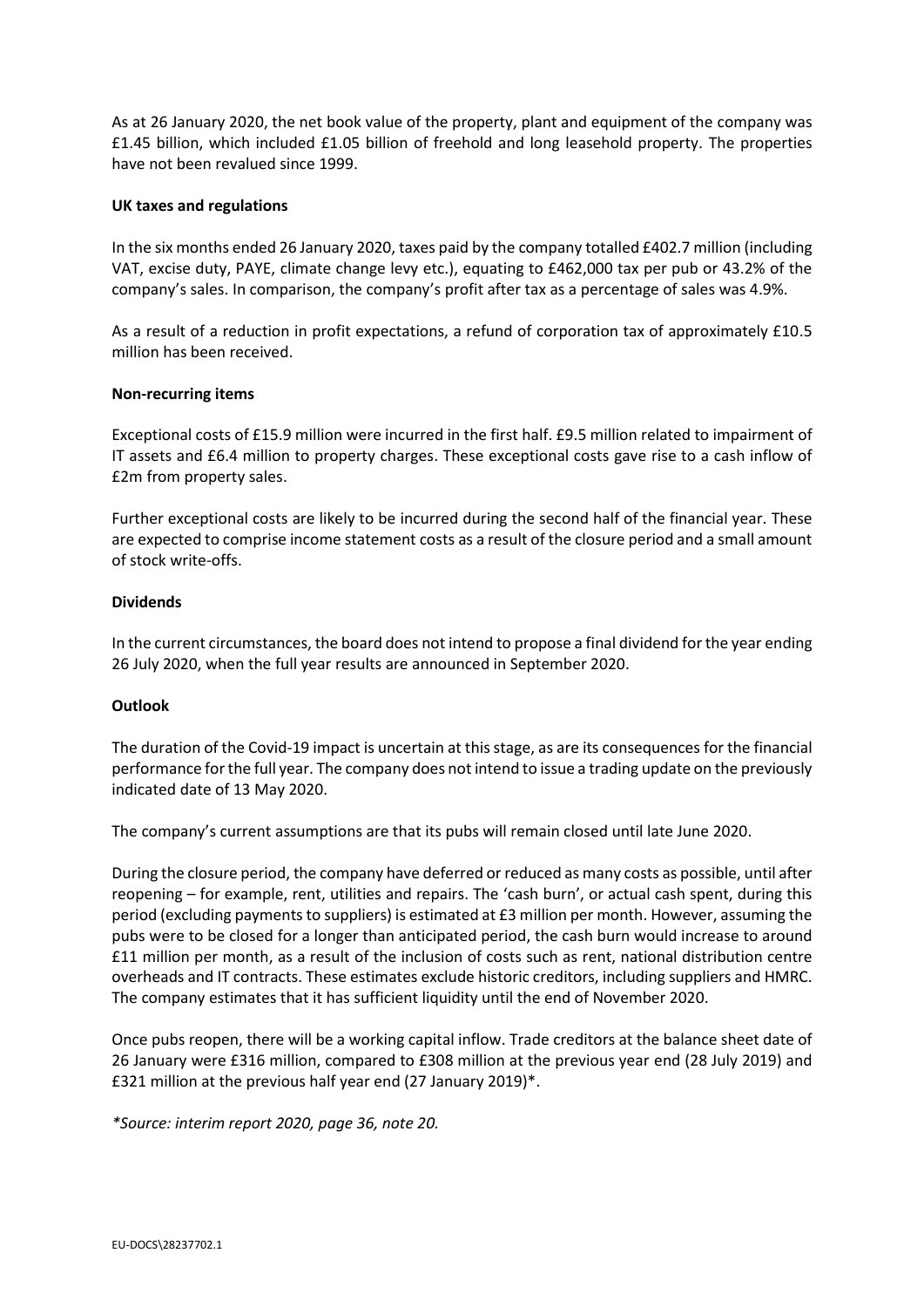As at 26 January 2020, the net book value of the property, plant and equipment of the company was £1.45 billion, which included £1.05 billion of freehold and long leasehold property. The properties have not been revalued since 1999.

**UK taxes and regulations**

In the six months ended 26 January 2020, taxes paid by the company totalled £402.7 million (including VAT, excise duty, PAYE, climate change levy etc.), equating to £462,000 tax per pub or 43.2% of the company's sales. In comparison, the company's profit after tax as a percentage of sales was 4.9%.

As a result of a reduction in profit expectations, a refund of corporation tax of approximately £10.5 million has been received.

**Non-recurring items**

Exceptional costs of £15.9 million were incurred in the first half. £9.5 million related to impairment of IT assets and £6.4 million to property charges. These exceptional costs gave rise to a cash inflow of £2m from property sales.

Further exceptional costs are likely to be incurred during the second half of the financial year. These are expected to comprise income statement costs as a result of the closure period and a small amount of stock write-offs.

**Dividends**

In the current circumstances, the board does not intend to propose a final dividend for the year ending 26 July 2020, when the full year results are announced in September 2020.

**Outlook**

The duration of the Covid-19 impact is uncertain at this stage, as are its consequences for the financial performance for the full year. The company does not intend to issue a trading update on the previously indicated date of 13 May 2020.

The company's current assumptions are that its pubs will remain closed until late June 2020.

During the closure period, the company have deferred or reduced as many costs as possible, until after reopening – for example, rent, utilities and repairs. The 'cash burn', or actual cash spent, during this period (excluding payments to suppliers) is estimated at £3 million per month. However, assuming the pubs were to be closed for a longer than anticipated period, the cash burn would increase to around £11 million per month, as a result of the inclusion of costs such as rent, national distribution centre overheads and IT contracts. These estimates exclude historic creditors, including suppliers and HMRC. The company estimates that it has sufficient liquidity until the end of November 2020.

Once pubs reopen, there will be a working capital inflow. Trade creditors at the balance sheet date of 26 January were £316 million, compared to £308 million at the previous year end (28 July 2019) and £321 million at the previous half year end (27 January 2019)*.

*\*Source: interim report 2020, page 36, note 20.*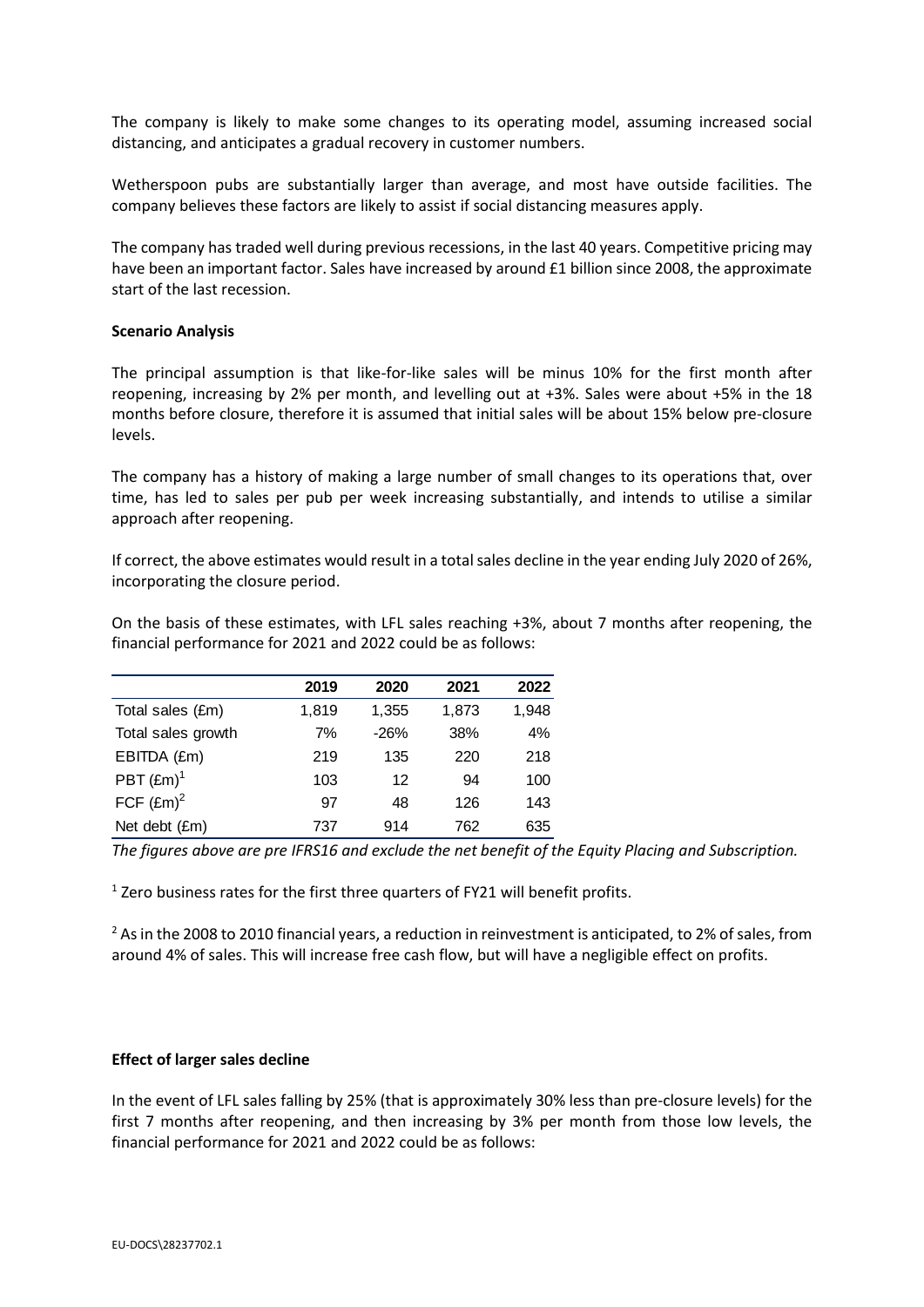The company is likely to make some changes to its operating model, assuming increased social distancing, and anticipates a gradual recovery in customer numbers.

Wetherspoon pubs are substantially larger than average, and most have outside facilities. The company believes these factors are likely to assist if social distancing measures apply.

The company has traded well during previous recessions, in the last 40 years. Competitive pricing may have been an important factor. Sales have increased by around £1 billion since 2008, the approximate start of the last recession.

**Scenario Analysis**

The principal assumption is that like-for-like sales will be minus 10% for the first month after reopening, increasing by 2% per month, and levelling out at +3%. Sales were about +5% in the 18 months before closure, therefore it is assumed that initial sales will be about 15% below pre-closure levels.

The company has a history of making a large number of small changes to its operations that, over time, has led to sales per pub per week increasing substantially, and intends to utilise a similar approach after reopening.

If correct, the above estimates would result in a total sales decline in the year ending July 2020 of 26%, incorporating the closure period.

On the basis of these estimates, with LFL sales reaching +3%, about 7 months after reopening, the financial performance for 2021 and 2022 could be as follows:

| | 2019 | 2020 | 2021 | 2022 |
|---|---|---|---|---|
| Total sales (£m) | 1,819 | 1,355 | 1,873 | 1,948 |
| Total sales growth | 7% | -26% | 38% | 4% |
| EBITDA (£m) | 219 | 135 | 220 | 218 |
| PBT (£m)[1] | 103 | 12 | 94 | 100 |
| FCF (£m)[2] | 97 | 48 | 126 | 143 |
| Net debt (£m) | 737 | 914 | 762 | 635 |

*The figures above are pre IFRS16 and exclude the net benefit of the Equity Placing and Subscription.*

[1] Zero business rates for the first three quarters of FY21 will benefit profits.

[2] As in the 2008 to 2010 financial years, a reduction in reinvestment is anticipated, to 2% of sales, from around 4% of sales. This will increase free cash flow, but will have a negligible effect on profits.

**Effect of larger sales decline**

In the event of LFL sales falling by 25% (that is approximately 30% less than pre-closure levels) for the first 7 months after reopening, and then increasing by 3% per month from those low levels, the financial performance for 2021 and 2022 could be as follows: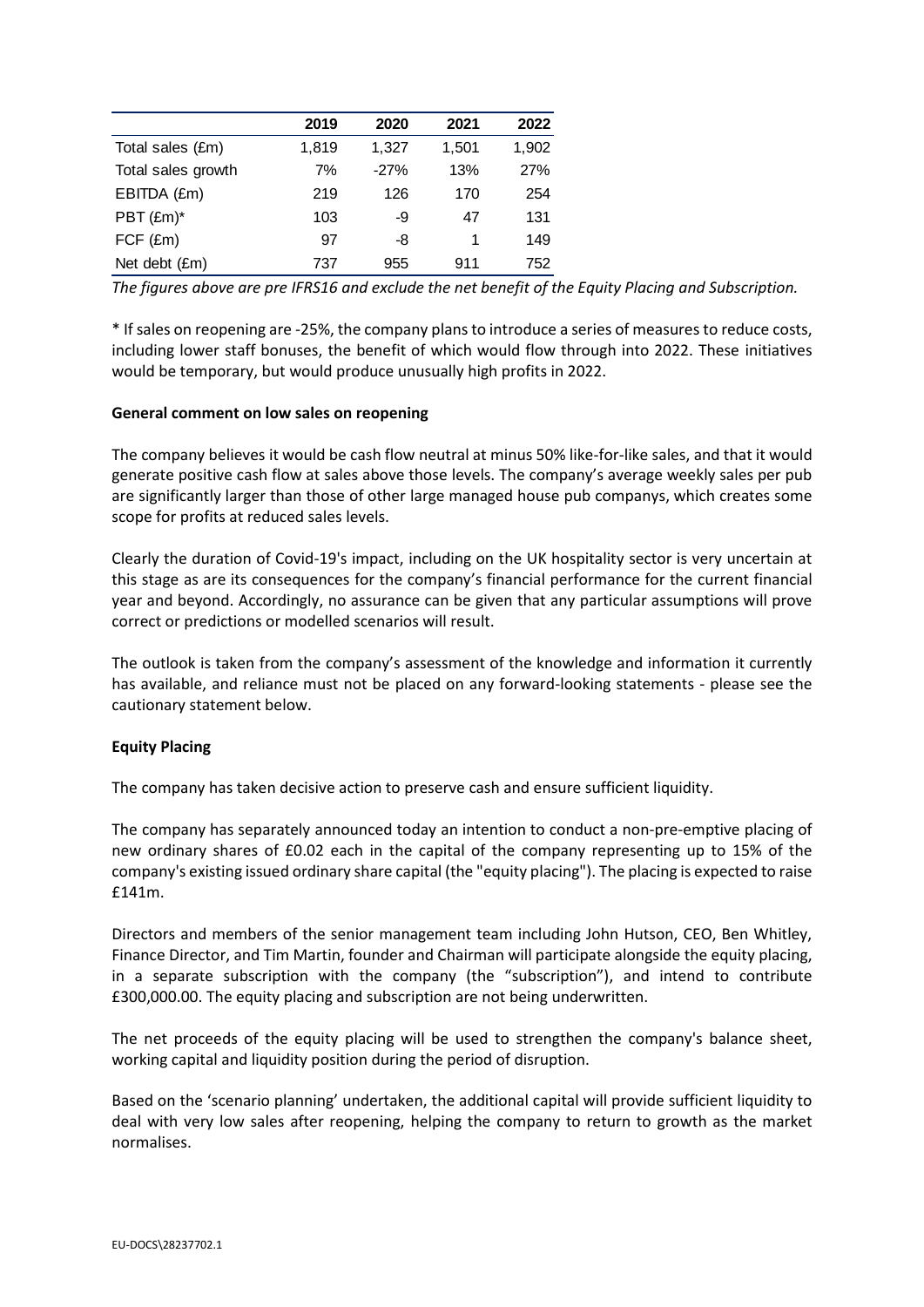| | 2019 | 2020 | 2021 | 2022 |
|---|---|---|---|---|
| Total sales (£m) | 1,819 | 1,327 | 1,501 | 1,902 |
| Total sales growth | 7% | -27% | 13% | 27% |
| EBITDA (£m) | 219 | 126 | 170 | 254 |
| PBT (£m)* | 103 | -9 | 47 | 131 |
| FCF (£m) | 97 | -8 | 1 | 149 |
| Net debt (£m) | 737 | 955 | 911 | 752 |

*The figures above are pre IFRS16 and exclude the net benefit of the Equity Placing and Subscription.*

* If sales on reopening are -25%, the company plans to introduce a series of measures to reduce costs, including lower staff bonuses, the benefit of which would flow through into 2022. These initiatives would be temporary, but would produce unusually high profits in 2022.

**General comment on low sales on reopening**

The company believes it would be cash flow neutral at minus 50% like-for-like sales, and that it would generate positive cash flow at sales above those levels. The company's average weekly sales per pub are significantly larger than those of other large managed house pub companys, which creates some scope for profits at reduced sales levels.

Clearly the duration of Covid-19's impact, including on the UK hospitality sector is very uncertain at this stage as are its consequences for the company's financial performance for the current financial year and beyond. Accordingly, no assurance can be given that any particular assumptions will prove correct or predictions or modelled scenarios will result.

The outlook is taken from the company's assessment of the knowledge and information it currently has available, and reliance must not be placed on any forward-looking statements - please see the cautionary statement below.

**Equity Placing**

The company has taken decisive action to preserve cash and ensure sufficient liquidity.

The company has separately announced today an intention to conduct a non-pre-emptive placing of new ordinary shares of £0.02 each in the capital of the company representing up to 15% of the company's existing issued ordinary share capital (the "equity placing"). The placing is expected to raise £141m.

Directors and members of the senior management team including John Hutson, CEO, Ben Whitley, Finance Director, and Tim Martin, founder and Chairman will participate alongside the equity placing, in a separate subscription with the company (the "subscription"), and intend to contribute £300,000.00. The equity placing and subscription are not being underwritten.

The net proceeds of the equity placing will be used to strengthen the company's balance sheet, working capital and liquidity position during the period of disruption.

Based on the 'scenario planning' undertaken, the additional capital will provide sufficient liquidity to deal with very low sales after reopening, helping the company to return to growth as the market normalises.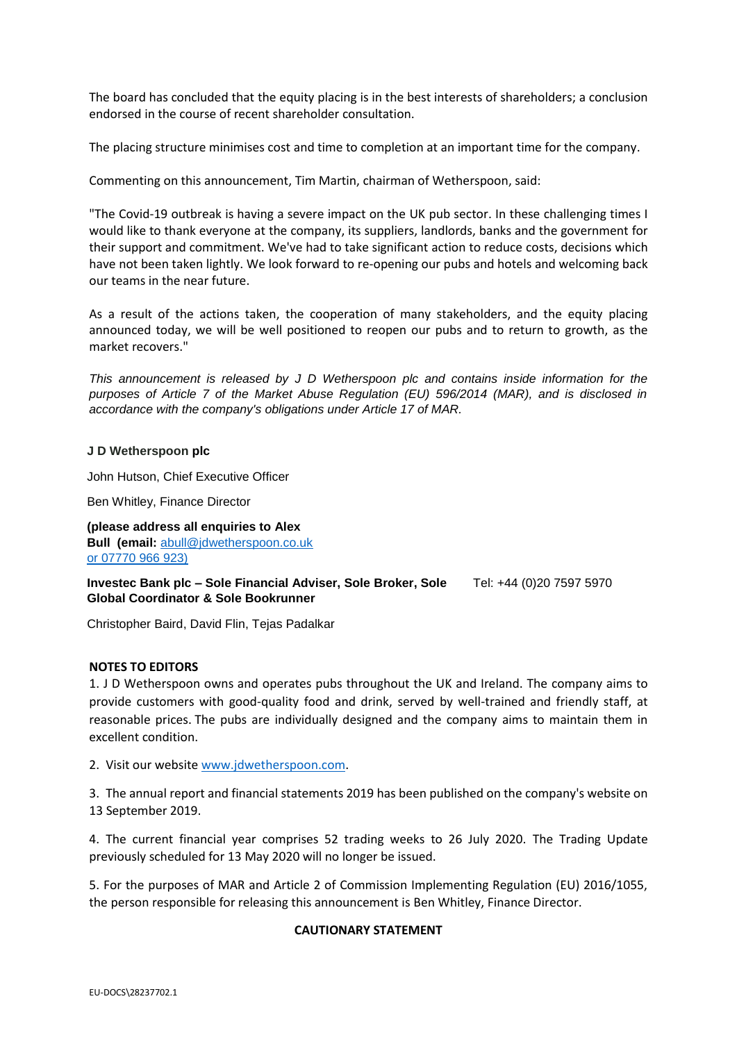The board has concluded that the equity placing is in the best interests of shareholders; a conclusion endorsed in the course of recent shareholder consultation.

The placing structure minimises cost and time to completion at an important time for the company.

Commenting on this announcement, Tim Martin, chairman of Wetherspoon, said:

"The Covid-19 outbreak is having a severe impact on the UK pub sector. In these challenging times I would like to thank everyone at the company, its suppliers, landlords, banks and the government for their support and commitment. We've had to take significant action to reduce costs, decisions which have not been taken lightly. We look forward to re-opening our pubs and hotels and welcoming back our teams in the near future.

As a result of the actions taken, the cooperation of many stakeholders, and the equity placing announced today, we will be well positioned to reopen our pubs and to return to growth, as the market recovers."

*This announcement is released by J D Wetherspoon plc and contains inside information for the purposes of Article 7 of the Market Abuse Regulation (EU) 596/2014 (MAR), and is disclosed in accordance with the company's obligations under Article 17 of MAR.*

**J D Wetherspoon plc**

John Hutson, Chief Executive Officer

Ben Whitley, Finance Director

**(please address all enquiries to Alex Bull (email:** abull@jdwetherspoon.co.uk or 07770 966 923)

**Investec Bank plc – Sole Financial Adviser, Sole Broker, Sole Global Coordinator & Sole Bookrunner** Tel: +44 (0)20 7597 5970

Christopher Baird, David Flin, Tejas Padalkar

**NOTES TO EDITORS**

1. J D Wetherspoon owns and operates pubs throughout the UK and Ireland. The company aims to provide customers with good-quality food and drink, served by well-trained and friendly staff, at reasonable prices. The pubs are individually designed and the company aims to maintain them in excellent condition.

2. Visit our website www.jdwetherspoon.com.

3. The annual report and financial statements 2019 has been published on the company's website on 13 September 2019.

4. The current financial year comprises 52 trading weeks to 26 July 2020. The Trading Update previously scheduled for 13 May 2020 will no longer be issued.

5. For the purposes of MAR and Article 2 of Commission Implementing Regulation (EU) 2016/1055, the person responsible for releasing this announcement is Ben Whitley, Finance Director.

**CAUTIONARY STATEMENT**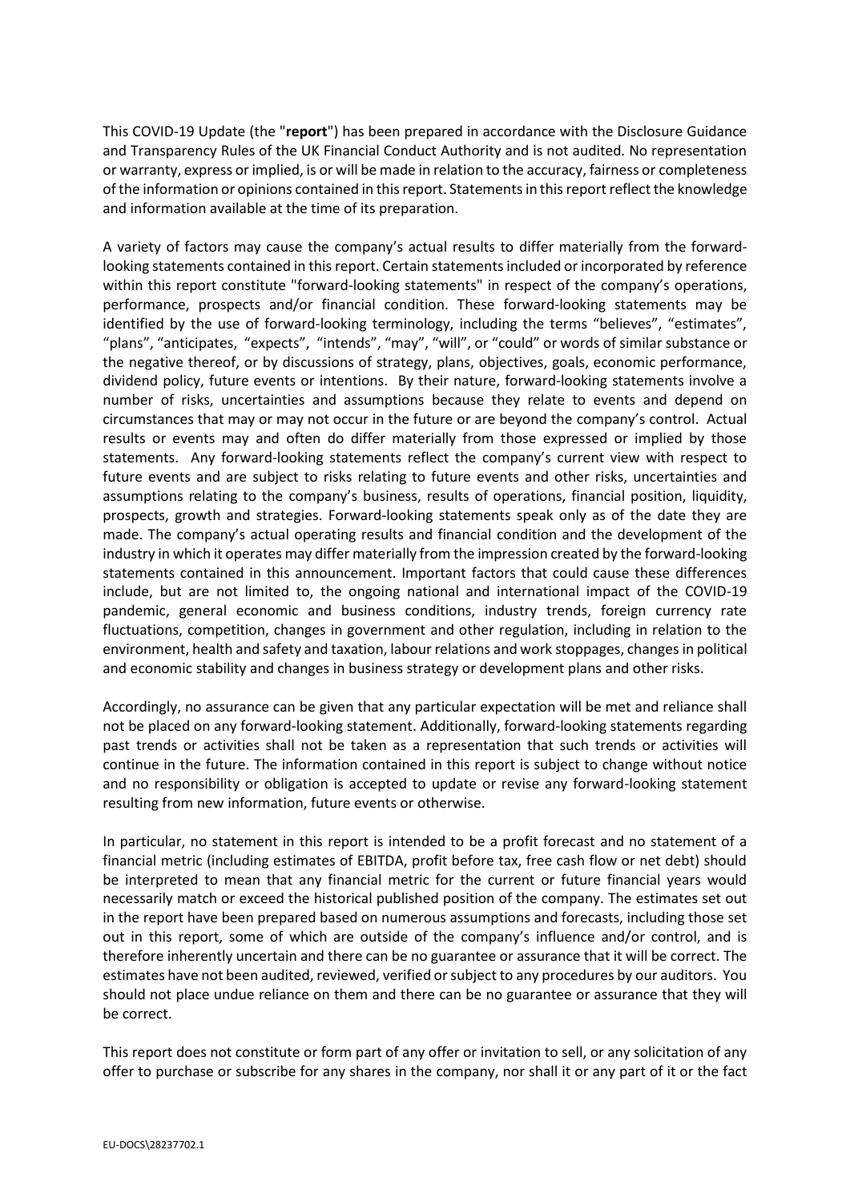This COVID-19 Update (the "**report**") has been prepared in accordance with the Disclosure Guidance and Transparency Rules of the UK Financial Conduct Authority and is not audited. No representation or warranty, express or implied, is or will be made in relation to the accuracy, fairness or completeness of the information or opinions contained in this report. Statements in this report reflect the knowledge and information available at the time of its preparation.

A variety of factors may cause the company's actual results to differ materially from the forward-looking statements contained in this report. Certain statements included or incorporated by reference within this report constitute "forward-looking statements" in respect of the company's operations, performance, prospects and/or financial condition. These forward-looking statements may be identified by the use of forward-looking terminology, including the terms "believes", "estimates", "plans", "anticipates, "expects", "intends", "may", "will", or "could" or words of similar substance or the negative thereof, or by discussions of strategy, plans, objectives, goals, economic performance, dividend policy, future events or intentions. By their nature, forward-looking statements involve a number of risks, uncertainties and assumptions because they relate to events and depend on circumstances that may or may not occur in the future or are beyond the company's control. Actual results or events may and often do differ materially from those expressed or implied by those statements. Any forward-looking statements reflect the company's current view with respect to future events and are subject to risks relating to future events and other risks, uncertainties and assumptions relating to the company's business, results of operations, financial position, liquidity, prospects, growth and strategies. Forward-looking statements speak only as of the date they are made. The company's actual operating results and financial condition and the development of the industry in which it operates may differ materially from the impression created by the forward-looking statements contained in this announcement. Important factors that could cause these differences include, but are not limited to, the ongoing national and international impact of the COVID-19 pandemic, general economic and business conditions, industry trends, foreign currency rate fluctuations, competition, changes in government and other regulation, including in relation to the environment, health and safety and taxation, labour relations and work stoppages, changes in political and economic stability and changes in business strategy or development plans and other risks.

Accordingly, no assurance can be given that any particular expectation will be met and reliance shall not be placed on any forward-looking statement. Additionally, forward-looking statements regarding past trends or activities shall not be taken as a representation that such trends or activities will continue in the future. The information contained in this report is subject to change without notice and no responsibility or obligation is accepted to update or revise any forward-looking statement resulting from new information, future events or otherwise.

In particular, no statement in this report is intended to be a profit forecast and no statement of a financial metric (including estimates of EBITDA, profit before tax, free cash flow or net debt) should be interpreted to mean that any financial metric for the current or future financial years would necessarily match or exceed the historical published position of the company. The estimates set out in the report have been prepared based on numerous assumptions and forecasts, including those set out in this report, some of which are outside of the company's influence and/or control, and is therefore inherently uncertain and there can be no guarantee or assurance that it will be correct. The estimates have not been audited, reviewed, verified or subject to any procedures by our auditors. You should not place undue reliance on them and there can be no guarantee or assurance that they will be correct.

This report does not constitute or form part of any offer or invitation to sell, or any solicitation of any offer to purchase or subscribe for any shares in the company, nor shall it or any part of it or the fact

EU-DOCS\28237702.1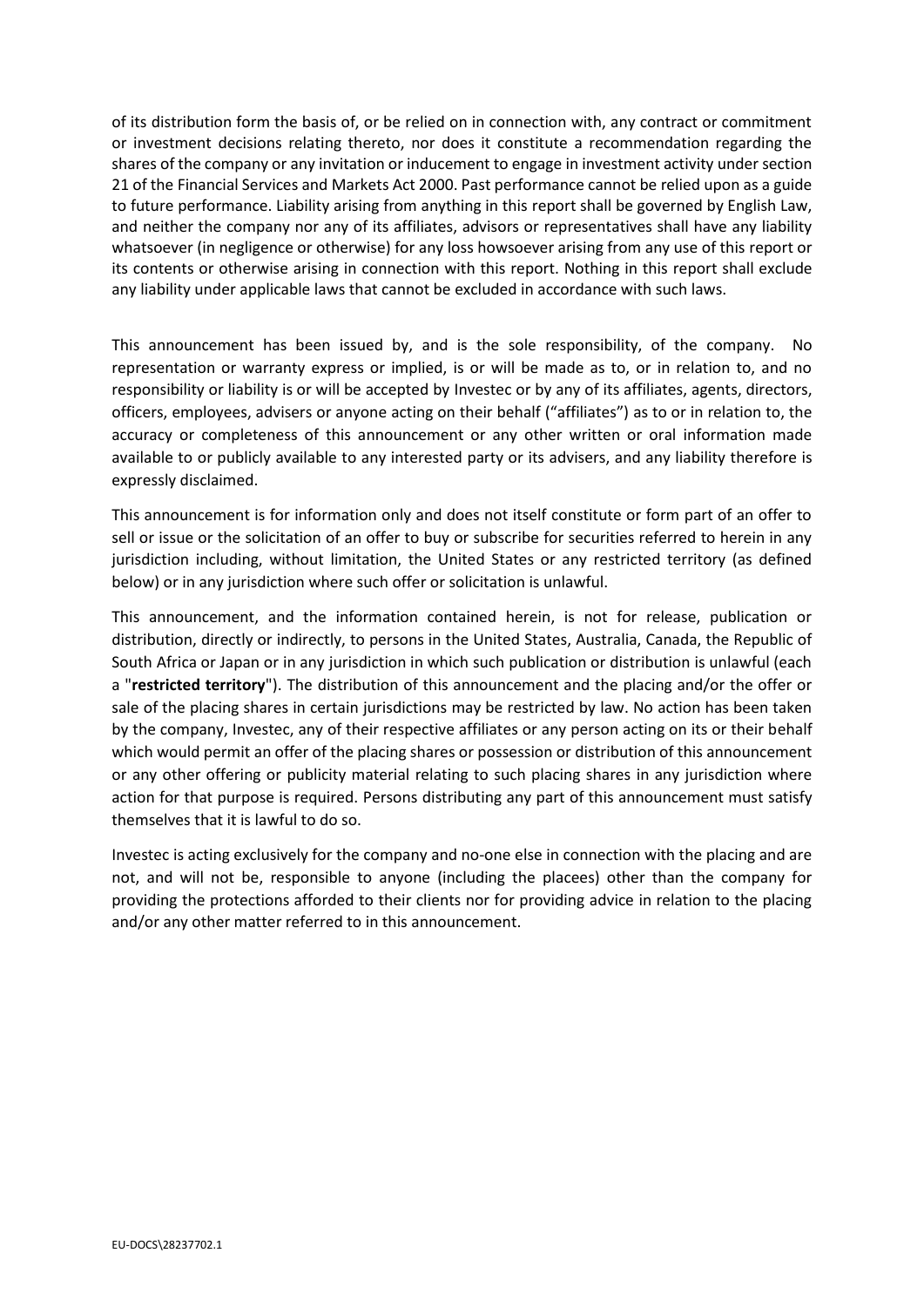of its distribution form the basis of, or be relied on in connection with, any contract or commitment or investment decisions relating thereto, nor does it constitute a recommendation regarding the shares of the company or any invitation or inducement to engage in investment activity under section 21 of the Financial Services and Markets Act 2000. Past performance cannot be relied upon as a guide to future performance. Liability arising from anything in this report shall be governed by English Law, and neither the company nor any of its affiliates, advisors or representatives shall have any liability whatsoever (in negligence or otherwise) for any loss howsoever arising from any use of this report or its contents or otherwise arising in connection with this report. Nothing in this report shall exclude any liability under applicable laws that cannot be excluded in accordance with such laws.

This announcement has been issued by, and is the sole responsibility, of the company. No representation or warranty express or implied, is or will be made as to, or in relation to, and no responsibility or liability is or will be accepted by Investec or by any of its affiliates, agents, directors, officers, employees, advisers or anyone acting on their behalf ("affiliates") as to or in relation to, the accuracy or completeness of this announcement or any other written or oral information made available to or publicly available to any interested party or its advisers, and any liability therefore is expressly disclaimed.

This announcement is for information only and does not itself constitute or form part of an offer to sell or issue or the solicitation of an offer to buy or subscribe for securities referred to herein in any jurisdiction including, without limitation, the United States or any restricted territory (as defined below) or in any jurisdiction where such offer or solicitation is unlawful.

This announcement, and the information contained herein, is not for release, publication or distribution, directly or indirectly, to persons in the United States, Australia, Canada, the Republic of South Africa or Japan or in any jurisdiction in which such publication or distribution is unlawful (each a "**restricted territory**"). The distribution of this announcement and the placing and/or the offer or sale of the placing shares in certain jurisdictions may be restricted by law. No action has been taken by the company, Investec, any of their respective affiliates or any person acting on its or their behalf which would permit an offer of the placing shares or possession or distribution of this announcement or any other offering or publicity material relating to such placing shares in any jurisdiction where action for that purpose is required. Persons distributing any part of this announcement must satisfy themselves that it is lawful to do so.

Investec is acting exclusively for the company and no-one else in connection with the placing and are not, and will not be, responsible to anyone (including the placees) other than the company for providing the protections afforded to their clients nor for providing advice in relation to the placing and/or any other matter referred to in this announcement.

EU-DOCS\28237702.1